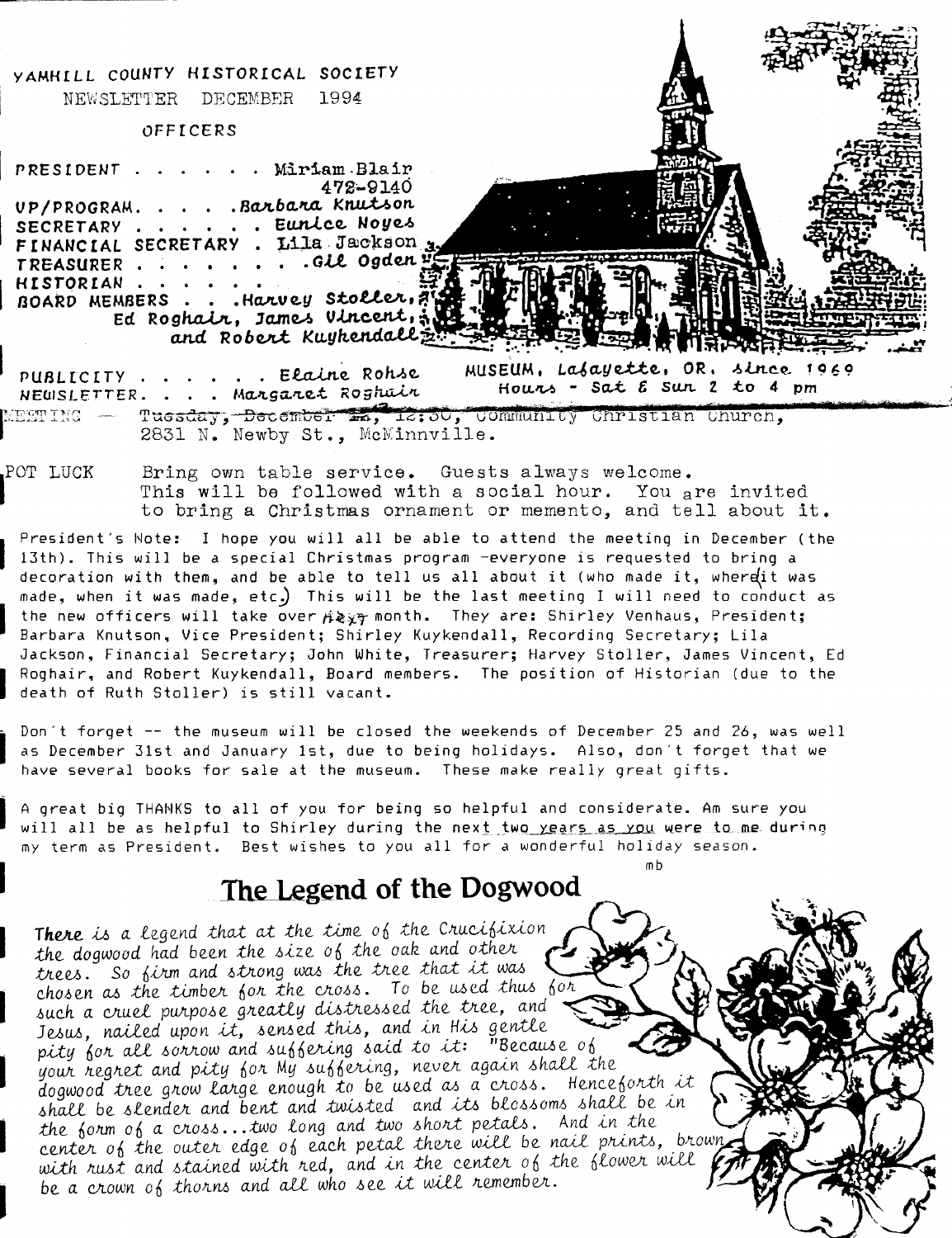YAMHILL COUNTY HISTORICAL SOCIETY

NEWSLETTER DECEMBER 1994

OFFICERS

PRESIDENT . . . . . . Miriam Blair
472-9140
VP/PROGRAM. . . . .Barbara Knutson
SECRETARY . . . . . . Eunice Noyes
FINANCIAL SECRETARY . Lila Jackson
TREASURER . . . . . . . .Gil Ogden
HISTORIAN . . . . .
BOARD MEMBERS . . .Harvey Stoller, Ed Roghair, James Vincent, and Robert Kuykendall

PUBLICITY . . . . . . Elaine Rohse
NEWSLETTER. . . . Margaret Roghair

MUSEUM, Lafayette, OR. since 1969
Hours - Sat & Sun 2 to 4 pm

MEETING — Tuesday, December 13, 12:30, Community Christian Church, 2831 N. Newby St., McMinnville.

POT LUCK Bring own table service. Guests always welcome. This will be followed with a social hour. You are invited to bring a Christmas ornament or memento, and tell about it.

President's Note: I hope you will all be able to attend the meeting in December (the 13th). This will be a special Christmas program -everyone is requested to bring a decoration with them, and be able to tell us all about it (who made it, where it was made, when it was made, etc.) This will be the last meeting I will need to conduct as the new officers will take over next month. They are: Shirley Venhaus, President; Barbara Knutson, Vice President; Shirley Kuykendall, Recording Secretary; Lila Jackson, Financial Secretary; John White, Treasurer; Harvey Stoller, James Vincent, Ed Roghair, and Robert Kuykendall, Board members. The position of Historian (due to the death of Ruth Stoller) is still vacant.

Don't forget -- the museum will be closed the weekends of December 25 and 26, was well as December 31st and January 1st, due to being holidays. Also, don't forget that we have several books for sale at the museum. These make really great gifts.

A great big THANKS to all of you for being so helpful and considerate. Am sure you will all be as helpful to Shirley during the next two years as you were to me during my term as President. Best wishes to you all for a wonderful holiday season.

mb

## The Legend of the Dogwood

*There is a legend that at the time of the Crucifixion the dogwood had been the size of the oak and other trees. So firm and strong was the tree that it was chosen as the timber for the cross. To be used thus for such a cruel purpose greatly distressed the tree, and Jesus, nailed upon it, sensed this, and in His gentle pity for all sorrow and suffering said to it: "Because of your regret and pity for My suffering, never again shall the dogwood tree grow large enough to be used as a cross. Henceforth it shall be slender and bent and twisted and its blossoms shall be in the form of a cross...two long and two short petals. And in the center of the outer edge of each petal there will be nail prints, brown with rust and stained with red, and in the center of the flower will be a crown of thorns and all who see it will remember.*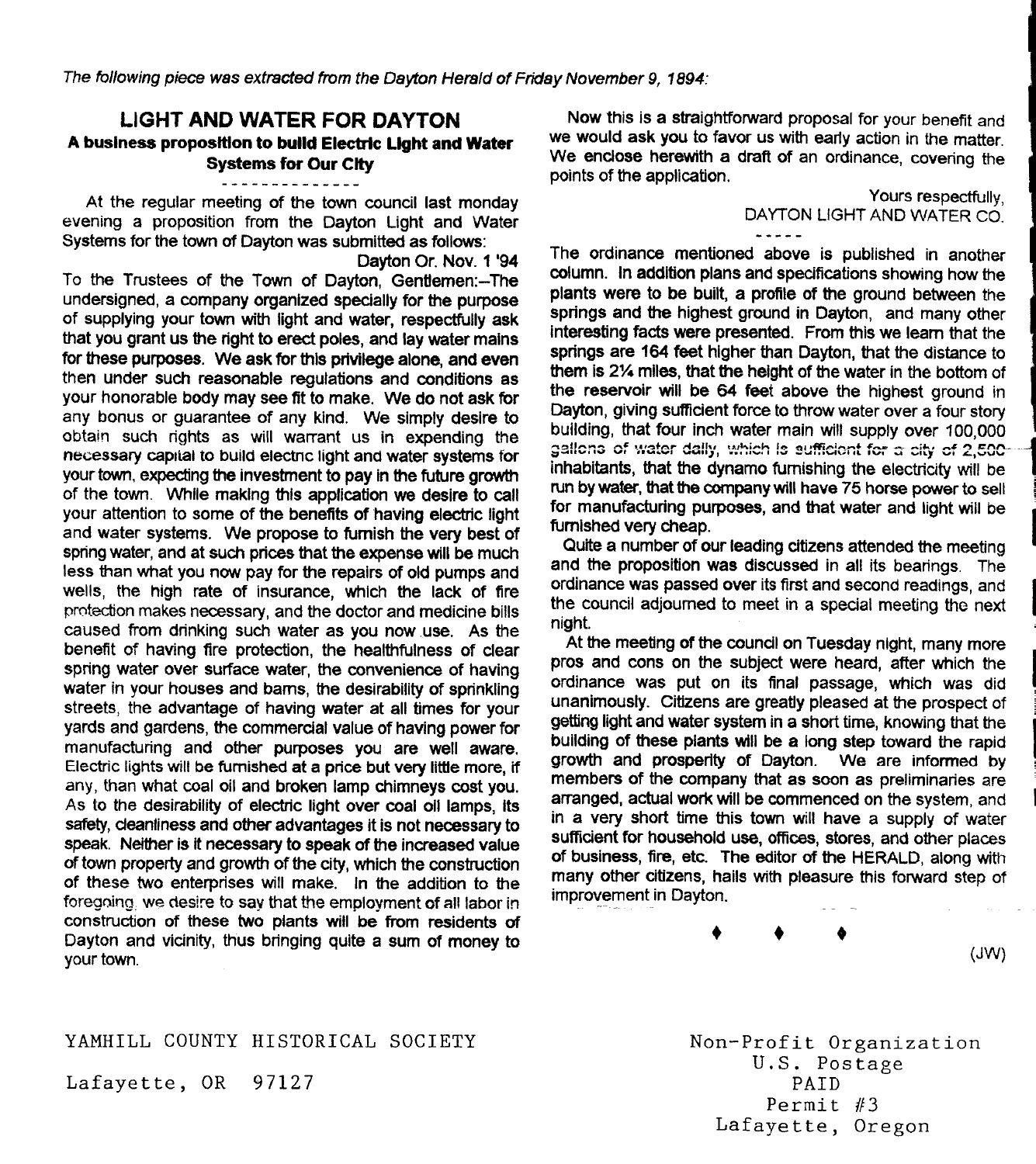*The following piece was extracted from the Dayton Herald of Friday November 9, 1894:*

## LIGHT AND WATER FOR DAYTON

### A business proposition to build Electric Light and Water Systems for Our City

- - - - - - - - - - - - - -

At the regular meeting of the town council last monday evening a proposition from the Dayton Light and Water Systems for the town of Dayton was submitted as follows:

Dayton Or. Nov. 1 '94

To the Trustees of the Town of Dayton, Gentlemen:–The undersigned, a company organized specially for the purpose of supplying your town with light and water, respectfully ask that you grant us the right to erect poles, and lay water mains for these purposes. We ask for this privilege alone, and even then under such reasonable regulations and conditions as your honorable body may see fit to make. We do not ask for any bonus or guarantee of any kind. We simply desire to obtain such rights as will warrant us in expending the necessary capital to build electric light and water systems for your town, expecting the investment to pay in the future growth of the town. While making this application we desire to call your attention to some of the benefits of having electric light and water systems. We propose to furnish the very best of spring water, and at such prices that the expense will be much less than what you now pay for the repairs of old pumps and wells, the high rate of insurance, which the lack of fire protection makes necessary, and the doctor and medicine bills caused from drinking such water as you now use. As the benefit of having fire protection, the healthfulness of clear spring water over surface water, the convenience of having water in your houses and barns, the desirability of sprinkling streets, the advantage of having water at all times for your yards and gardens, the commercial value of having power for manufacturing and other purposes you are well aware. Electric lights will be furnished at a price but very little more, if any, than what coal oil and broken lamp chimneys cost you. As to the desirability of electric light over coal oil lamps, its safety, cleanliness and other advantages it is not necessary to speak. Neither is it necessary to speak of the increased value of town property and growth of the city, which the construction of these two enterprises will make. In the addition to the foregoing, we desire to say that the employment of all labor in construction of these two plants will be from residents of Dayton and vicinity, thus bringing quite a sum of money to your town.

Now this is a straightforward proposal for your benefit and we would ask you to favor us with early action in the matter. We enclose herewith a draft of an ordinance, covering the points of the application.

Yours respectfully,
DAYTON LIGHT AND WATER CO.

- - - - -

The ordinance mentioned above is published in another column. In addition plans and specifications showing how the plants were to be built, a profile of the ground between the springs and the highest ground in Dayton, and many other interesting facts were presented. From this we learn that the springs are 164 feet higher than Dayton, that the distance to them is 2¼ miles, that the height of the water in the bottom of the reservoir will be 64 feet above the highest ground in Dayton, giving sufficient force to throw water over a four story building, that four inch water main will supply over 100,000 gallons of water daily, which is sufficient for a city of 2,500 inhabitants, that the dynamo furnishing the electricity will be run by water, that the company will have 75 horse power to sell for manufacturing purposes, and that water and light will be furnished very cheap.

Quite a number of our leading citizens attended the meeting and the proposition was discussed in all its bearings. The ordinance was passed over its first and second readings, and the council adjourned to meet in a special meeting the next night.

At the meeting of the council on Tuesday night, many more pros and cons on the subject were heard, after which the ordinance was put on its final passage, which was did unanimously. Citizens are greatly pleased at the prospect of getting light and water system in a short time, knowing that the building of these plants will be a long step toward the rapid growth and prosperity of Dayton. We are informed by members of the company that as soon as preliminaries are arranged, actual work will be commenced on the system, and in a very short time this town will have a supply of water sufficient for household use, offices, stores, and other places of business, fire, etc. The editor of the HERALD, along with many other citizens, hails with pleasure this forward step of improvement in Dayton.

♦ ♦ ♦

(JW)

YAMHILL COUNTY HISTORICAL SOCIETY

Lafayette, OR 97127

Non-Profit Organization
U.S. Postage
PAID
Permit #3
Lafayette, Oregon